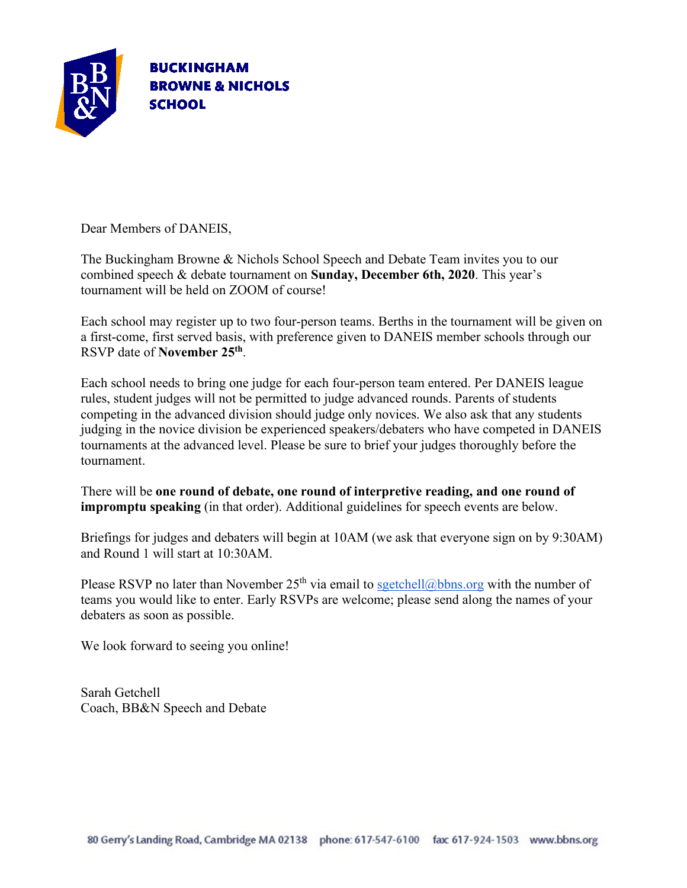**BUCKINGHAM BROWNE & NICHOLS SCHOOL**

Dear Members of DANEIS,

The Buckingham Browne & Nichols School Speech and Debate Team invites you to our combined speech & debate tournament on **Sunday, December 6th, 2020**. This year's tournament will be held on ZOOM of course!

Each school may register up to two four-person teams. Berths in the tournament will be given on a first-come, first served basis, with preference given to DANEIS member schools through our RSVP date of **November 25th**.

Each school needs to bring one judge for each four-person team entered. Per DANEIS league rules, student judges will not be permitted to judge advanced rounds. Parents of students competing in the advanced division should judge only novices. We also ask that any students judging in the novice division be experienced speakers/debaters who have competed in DANEIS tournaments at the advanced level. Please be sure to brief your judges thoroughly before the tournament.

There will be **one round of debate, one round of interpretive reading, and one round of impromptu speaking** (in that order). Additional guidelines for speech events are below.

Briefings for judges and debaters will begin at 10AM (we ask that everyone sign on by 9:30AM) and Round 1 will start at 10:30AM.

Please RSVP no later than November 25th via email to sgetchell@bbns.org with the number of teams you would like to enter. Early RSVPs are welcome; please send along the names of your debaters as soon as possible.

We look forward to seeing you online!

Sarah Getchell
Coach, BB&N Speech and Debate

80 Gerry's Landing Road, Cambridge MA 02138 phone: 617-547-6100 fax 617-924-1503 www.bbns.org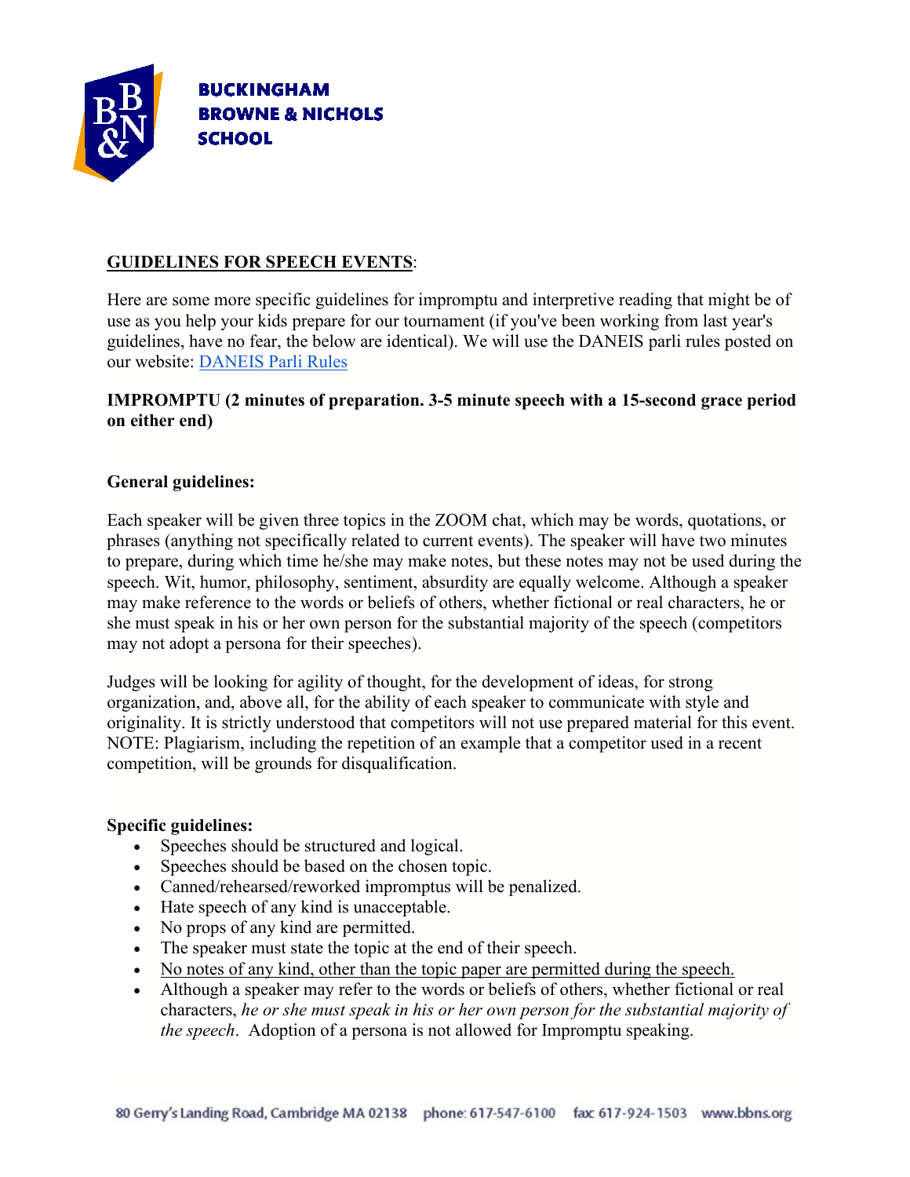BUCKINGHAM
BROWNE & NICHOLS
SCHOOL

<u>GUIDELINES FOR SPEECH EVENTS</u>:

Here are some more specific guidelines for impromptu and interpretive reading that might be of use as you help your kids prepare for our tournament (if you've been working from last year's guidelines, have no fear, the below are identical). We will use the DANEIS parli rules posted on our website: [DANEIS Parli Rules]

**IMPROMPTU (2 minutes of preparation. 3-5 minute speech with a 15-second grace period on either end)**

**General guidelines:**

Each speaker will be given three topics in the ZOOM chat, which may be words, quotations, or phrases (anything not specifically related to current events). The speaker will have two minutes to prepare, during which time he/she may make notes, but these notes may not be used during the speech. Wit, humor, philosophy, sentiment, absurdity are equally welcome. Although a speaker may make reference to the words or beliefs of others, whether fictional or real characters, he or she must speak in his or her own person for the substantial majority of the speech (competitors may not adopt a persona for their speeches).

Judges will be looking for agility of thought, for the development of ideas, for strong organization, and, above all, for the ability of each speaker to communicate with style and originality. It is strictly understood that competitors will not use prepared material for this event. NOTE: Plagiarism, including the repetition of an example that a competitor used in a recent competition, will be grounds for disqualification.

**Specific guidelines:**

- Speeches should be structured and logical.
- Speeches should be based on the chosen topic.
- Canned/rehearsed/reworked impromptus will be penalized.
- Hate speech of any kind is unacceptable.
- No props of any kind are permitted.
- The speaker must state the topic at the end of their speech.
- <u>No notes of any kind, other than the topic paper are permitted during the speech.</u>
- Although a speaker may refer to the words or beliefs of others, whether fictional or real characters, *he or she must speak in his or her own person for the substantial majority of the speech*. Adoption of a persona is not allowed for Impromptu speaking.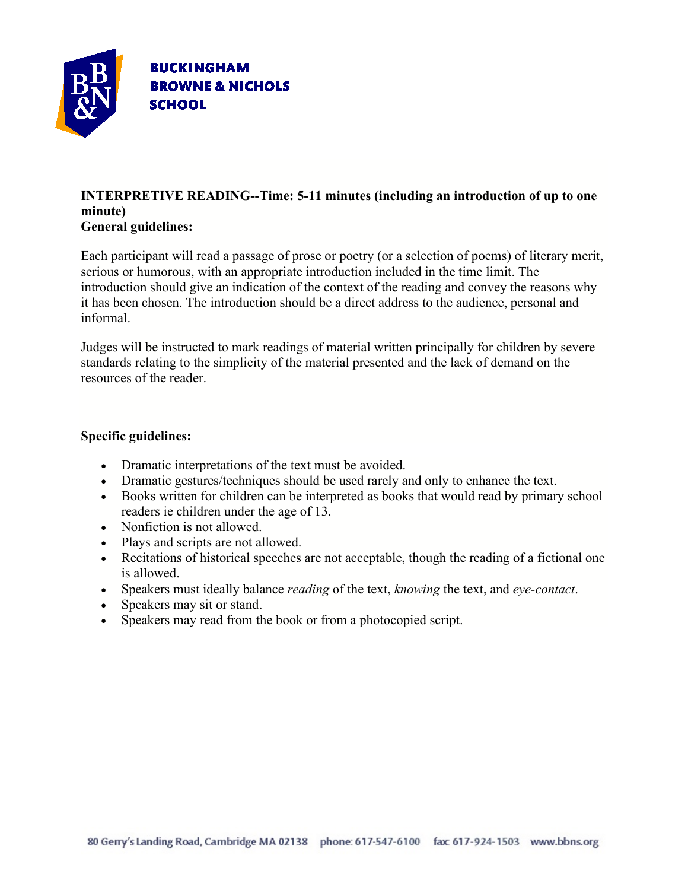**BUCKINGHAM BROWNE & NICHOLS SCHOOL**

**INTERPRETIVE READING--Time: 5-11 minutes (including an introduction of up to one minute)**
**General guidelines:**

Each participant will read a passage of prose or poetry (or a selection of poems) of literary merit, serious or humorous, with an appropriate introduction included in the time limit. The introduction should give an indication of the context of the reading and convey the reasons why it has been chosen. The introduction should be a direct address to the audience, personal and informal.

Judges will be instructed to mark readings of material written principally for children by severe standards relating to the simplicity of the material presented and the lack of demand on the resources of the reader.

**Specific guidelines:**

- Dramatic interpretations of the text must be avoided.
- Dramatic gestures/techniques should be used rarely and only to enhance the text.
- Books written for children can be interpreted as books that would read by primary school readers ie children under the age of 13.
- Nonfiction is not allowed.
- Plays and scripts are not allowed.
- Recitations of historical speeches are not acceptable, though the reading of a fictional one is allowed.
- Speakers must ideally balance *reading* of the text, *knowing* the text, and *eye-contact*.
- Speakers may sit or stand.
- Speakers may read from the book or from a photocopied script.

80 Gerry's Landing Road, Cambridge MA 02138 phone: 617-547-6100 fax 617-924-1503 www.bbns.org